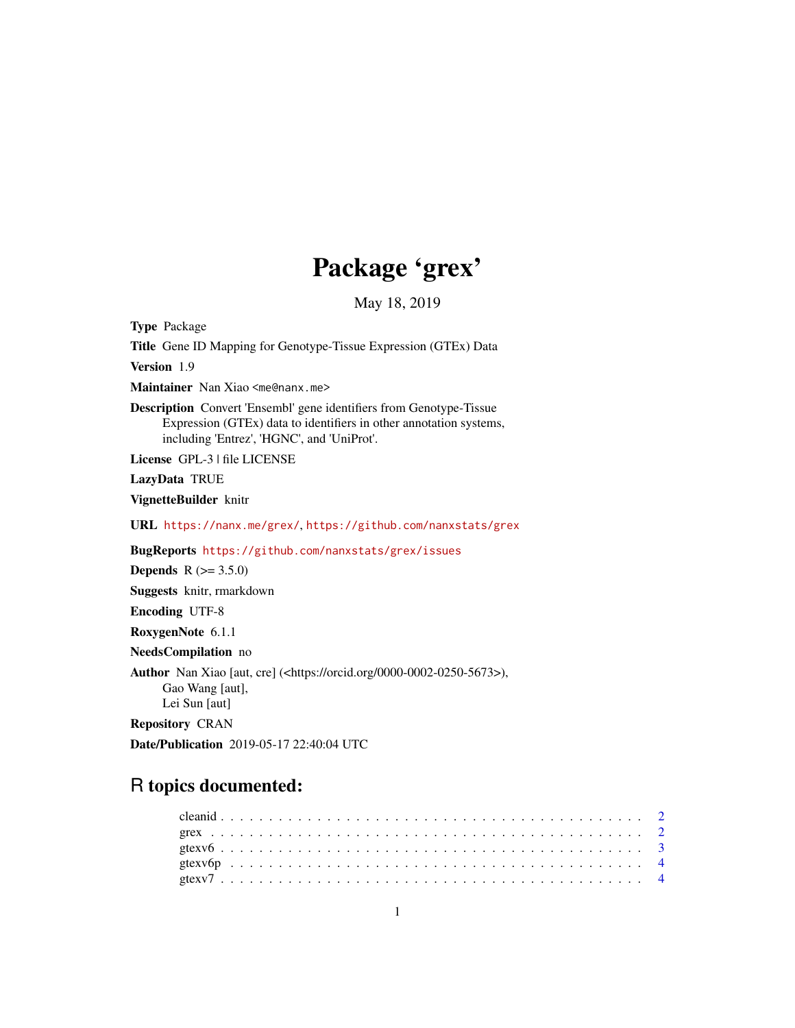# Package 'grex'

May 18, 2019

**Type** Package

**Title** Gene ID Mapping for Genotype-Tissue Expression (GTEx) Data

**Version** 1.9

**Maintainer** Nan Xiao <me@nanx.me>

**Description** Convert 'Ensembl' gene identifiers from Genotype-Tissue Expression (GTEx) data to identifiers in other annotation systems, including 'Entrez', 'HGNC', and 'UniProt'.

**License** GPL-3 | file LICENSE

**LazyData** TRUE

**VignetteBuilder** knitr

**URL** https://nanx.me/grex/, https://github.com/nanxstats/grex

**BugReports** https://github.com/nanxstats/grex/issues

**Depends** R (>= 3.5.0)

**Suggests** knitr, rmarkdown

**Encoding** UTF-8

**RoxygenNote** 6.1.1

**NeedsCompilation** no

**Author** Nan Xiao [aut, cre] (<https://orcid.org/0000-0002-0250-5673>), Gao Wang [aut], Lei Sun [aut]

**Repository** CRAN

**Date/Publication** 2019-05-17 22:40:04 UTC

## R topics documented:

cleanid . . . . . . . . . . . . . . . . . . . . . . . . . . . . . . . . . . . . . . . . . . 2
grex . . . . . . . . . . . . . . . . . . . . . . . . . . . . . . . . . . . . . . . . . . . 2
gtexv6 . . . . . . . . . . . . . . . . . . . . . . . . . . . . . . . . . . . . . . . . . . 3
gtexv6p . . . . . . . . . . . . . . . . . . . . . . . . . . . . . . . . . . . . . . . . . 4
gtexv7 . . . . . . . . . . . . . . . . . . . . . . . . . . . . . . . . . . . . . . . . . . 4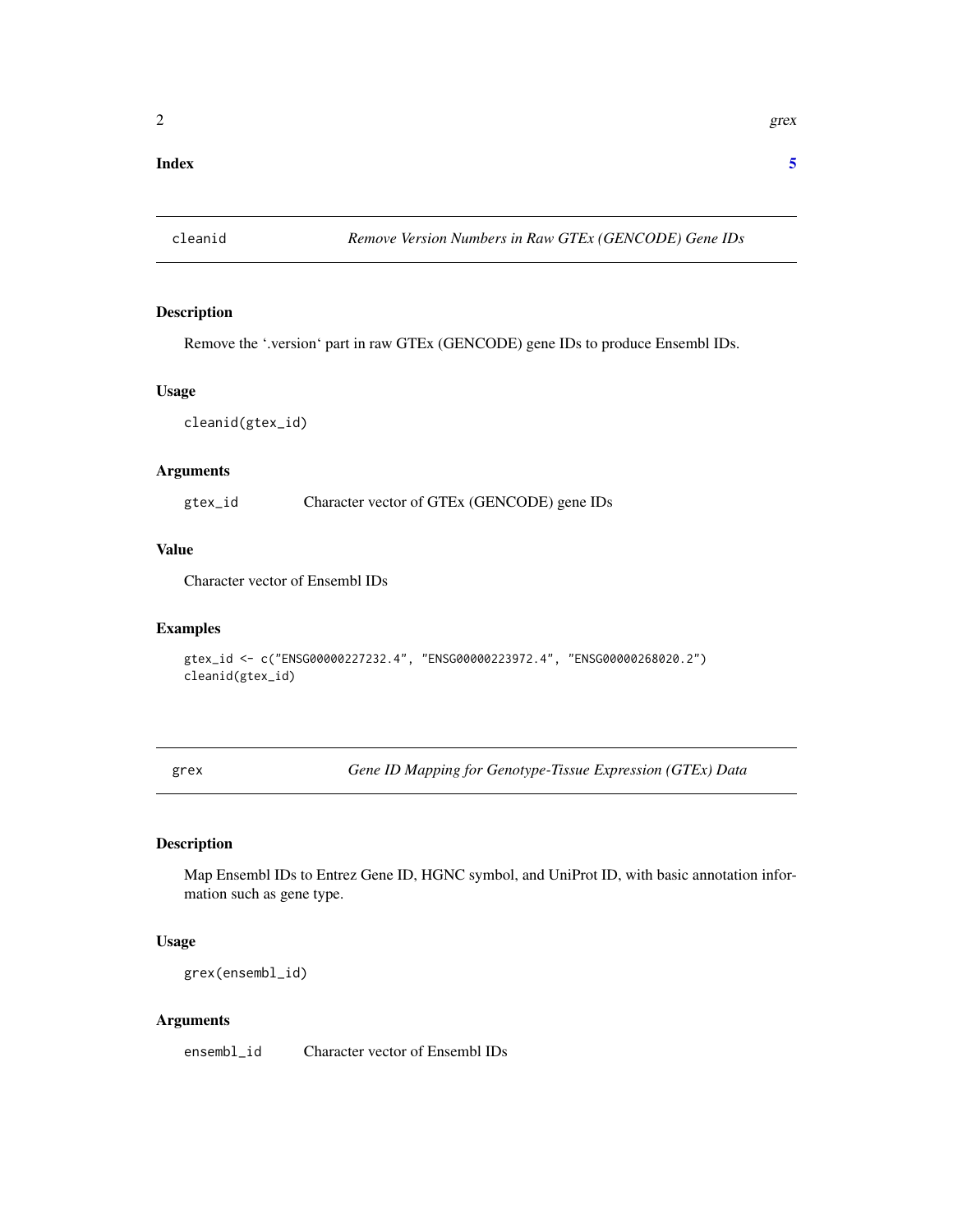**Index** **5**

## cleanid — *Remove Version Numbers in Raw GTEx (GENCODE) Gene IDs*

### Description

Remove the '.version' part in raw GTEx (GENCODE) gene IDs to produce Ensembl IDs.

### Usage

```
cleanid(gtex_id)
```

### Arguments

| | |
|---|---|
| `gtex_id` | Character vector of GTEx (GENCODE) gene IDs |

### Value

Character vector of Ensembl IDs

### Examples

```
gtex_id <- c("ENSG00000227232.4", "ENSG00000223972.4", "ENSG00000268020.2")
cleanid(gtex_id)
```

## grex — *Gene ID Mapping for Genotype-Tissue Expression (GTEx) Data*

### Description

Map Ensembl IDs to Entrez Gene ID, HGNC symbol, and UniProt ID, with basic annotation information such as gene type.

### Usage

```
grex(ensembl_id)
```

### Arguments

| | |
|---|---|
| `ensembl_id` | Character vector of Ensembl IDs |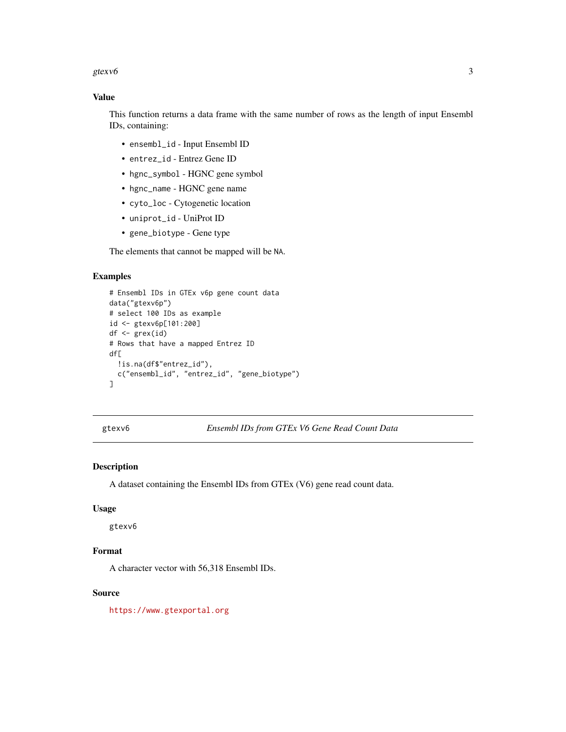## Value

This function returns a data frame with the same number of rows as the length of input Ensembl IDs, containing:

- `ensembl_id` - Input Ensembl ID
- `entrez_id` - Entrez Gene ID
- `hgnc_symbol` - HGNC gene symbol
- `hgnc_name` - HGNC gene name
- `cyto_loc` - Cytogenetic location
- `uniprot_id` - UniProt ID
- `gene_biotype` - Gene type

The elements that cannot be mapped will be `NA`.

## Examples

```
# Ensembl IDs in GTEx v6p gene count data
data("gtexv6p")
# select 100 IDs as example
id <- gtexv6p[101:200]
df <- grex(id)
# Rows that have a mapped Entrez ID
df[
  !is.na(df$"entrez_id"),
  c("ensembl_id", "entrez_id", "gene_biotype")
]
```

---

`gtexv6` *Ensembl IDs from GTEx V6 Gene Read Count Data*

---

## Description

A dataset containing the Ensembl IDs from GTEx (V6) gene read count data.

## Usage

```
gtexv6
```

## Format

A character vector with 56,318 Ensembl IDs.

## Source

https://www.gtexportal.org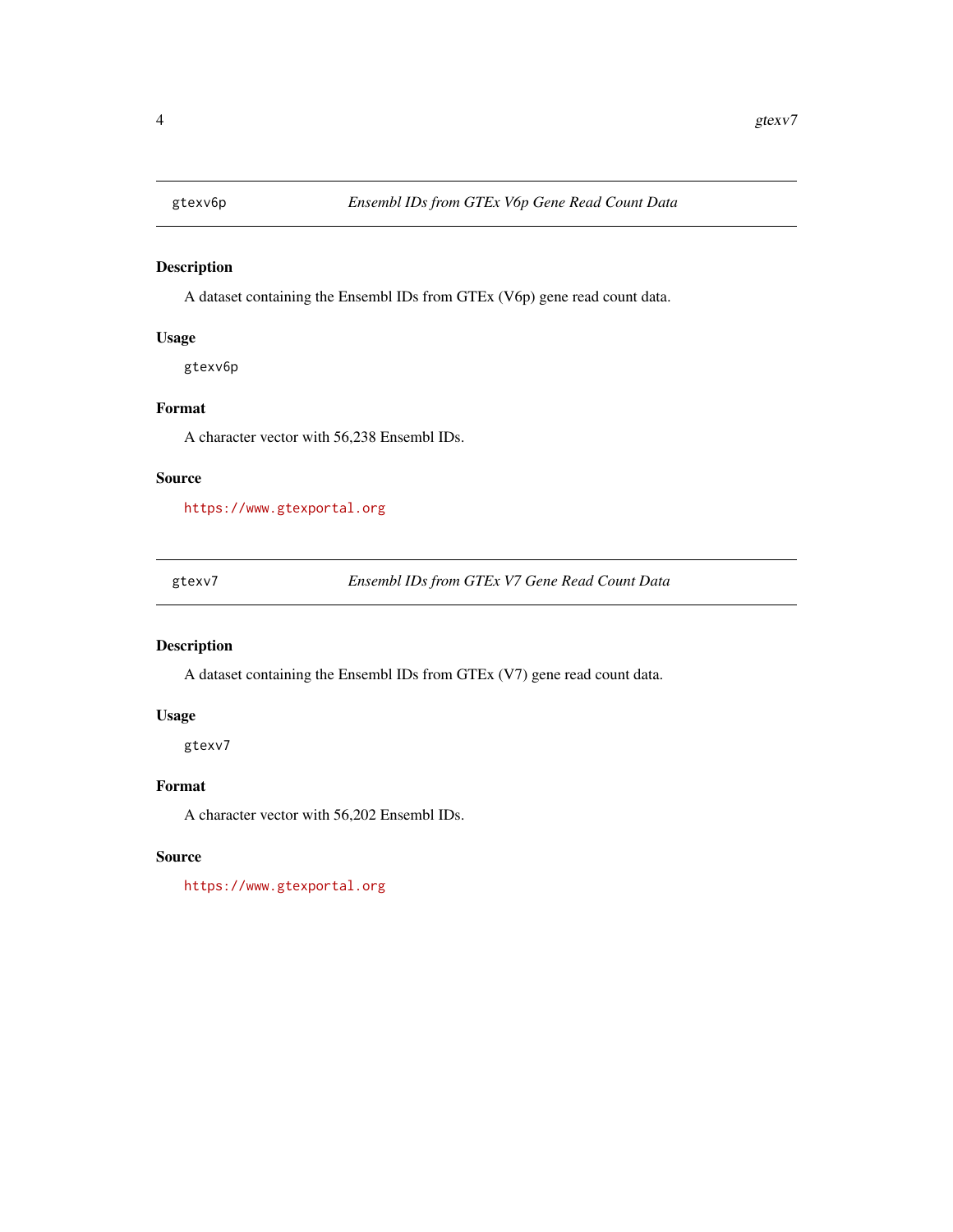## gtexv6p — *Ensembl IDs from GTEx V6p Gene Read Count Data*

### Description

A dataset containing the Ensembl IDs from GTEx (V6p) gene read count data.

### Usage

```
gtexv6p
```

### Format

A character vector with 56,238 Ensembl IDs.

### Source

https://www.gtexportal.org

## gtexv7 — *Ensembl IDs from GTEx V7 Gene Read Count Data*

### Description

A dataset containing the Ensembl IDs from GTEx (V7) gene read count data.

### Usage

```
gtexv7
```

### Format

A character vector with 56,202 Ensembl IDs.

### Source

https://www.gtexportal.org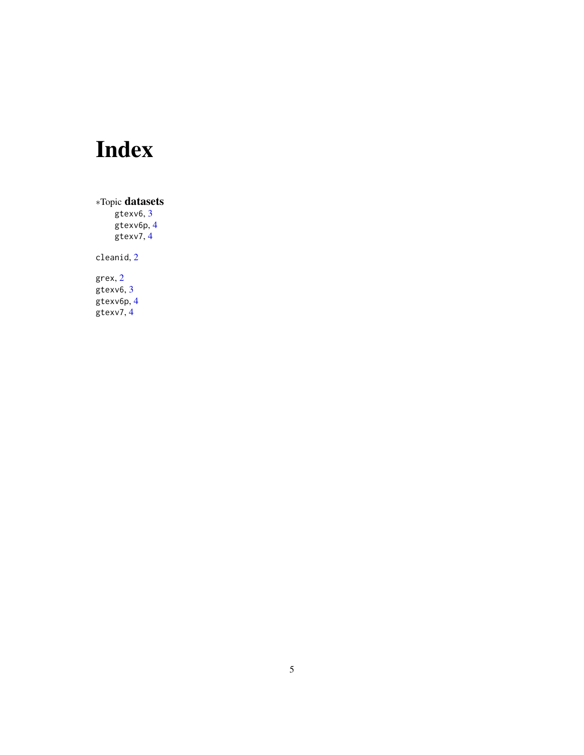# Index

*Topic **datasets**
  gtexv6, 3
  gtexv6p, 4
  gtexv7, 4

cleanid, 2

grex, 2
gtexv6, 3
gtexv6p, 4
gtexv7, 4